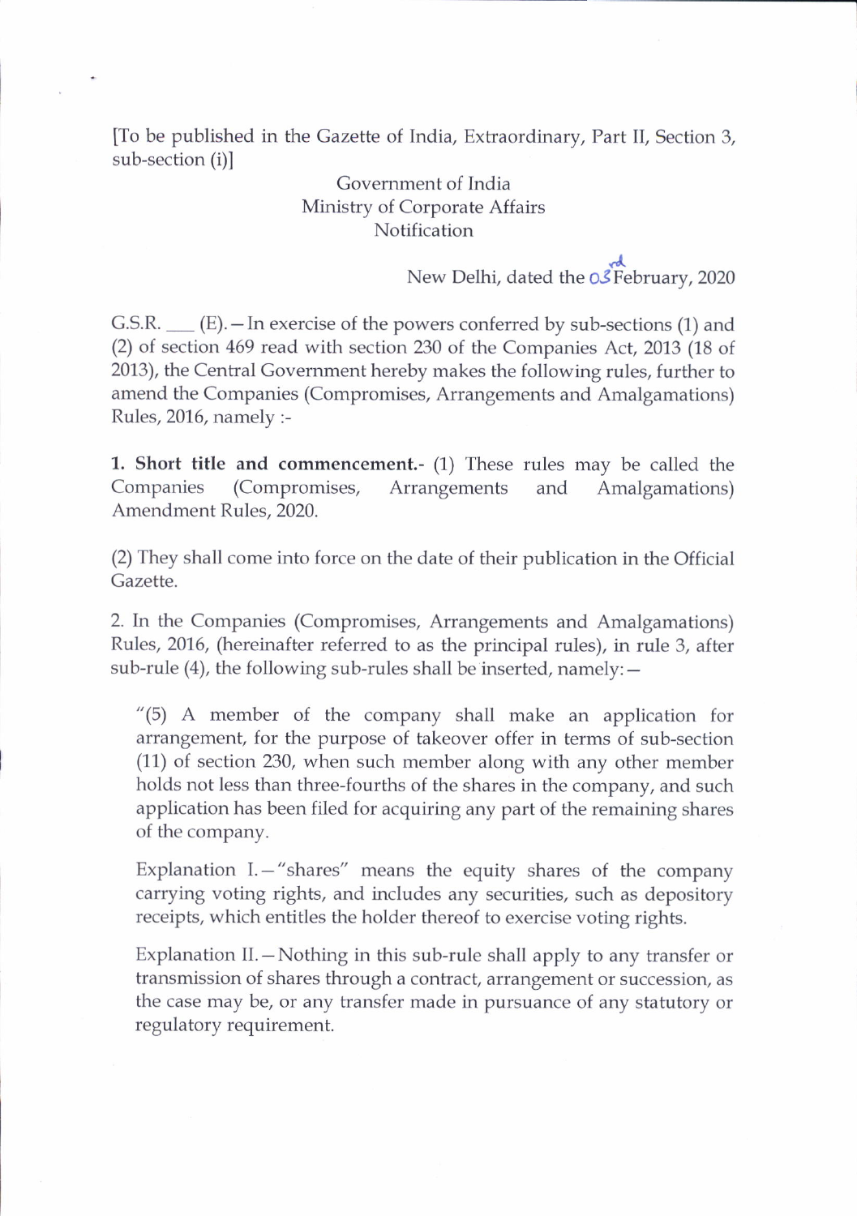[To be published in the Gazette of India, Extraordinary, Part II, Section 3, sub-section (i)]

Government of India
Ministry of Corporate Affairs
Notification

New Delhi, dated the 03rd February, 2020

G.S.R. ___ (E). — In exercise of the powers conferred by sub-sections (1) and (2) of section 469 read with section 230 of the Companies Act, 2013 (18 of 2013), the Central Government hereby makes the following rules, further to amend the Companies (Compromises, Arrangements and Amalgamations) Rules, 2016, namely :-

**1. Short title and commencement.**- (1) These rules may be called the Companies (Compromises, Arrangements and Amalgamations) Amendment Rules, 2020.

(2) They shall come into force on the date of their publication in the Official Gazette.

2. In the Companies (Compromises, Arrangements and Amalgamations) Rules, 2016, (hereinafter referred to as the principal rules), in rule 3, after sub-rule (4), the following sub-rules shall be inserted, namely: —

> "(5) A member of the company shall make an application for arrangement, for the purpose of takeover offer in terms of sub-section (11) of section 230, when such member along with any other member holds not less than three-fourths of the shares in the company, and such application has been filed for acquiring any part of the remaining shares of the company.
>
> Explanation I. — "shares" means the equity shares of the company carrying voting rights, and includes any securities, such as depository receipts, which entitles the holder thereof to exercise voting rights.
>
> Explanation II. — Nothing in this sub-rule shall apply to any transfer or transmission of shares through a contract, arrangement or succession, as the case may be, or any transfer made in pursuance of any statutory or regulatory requirement.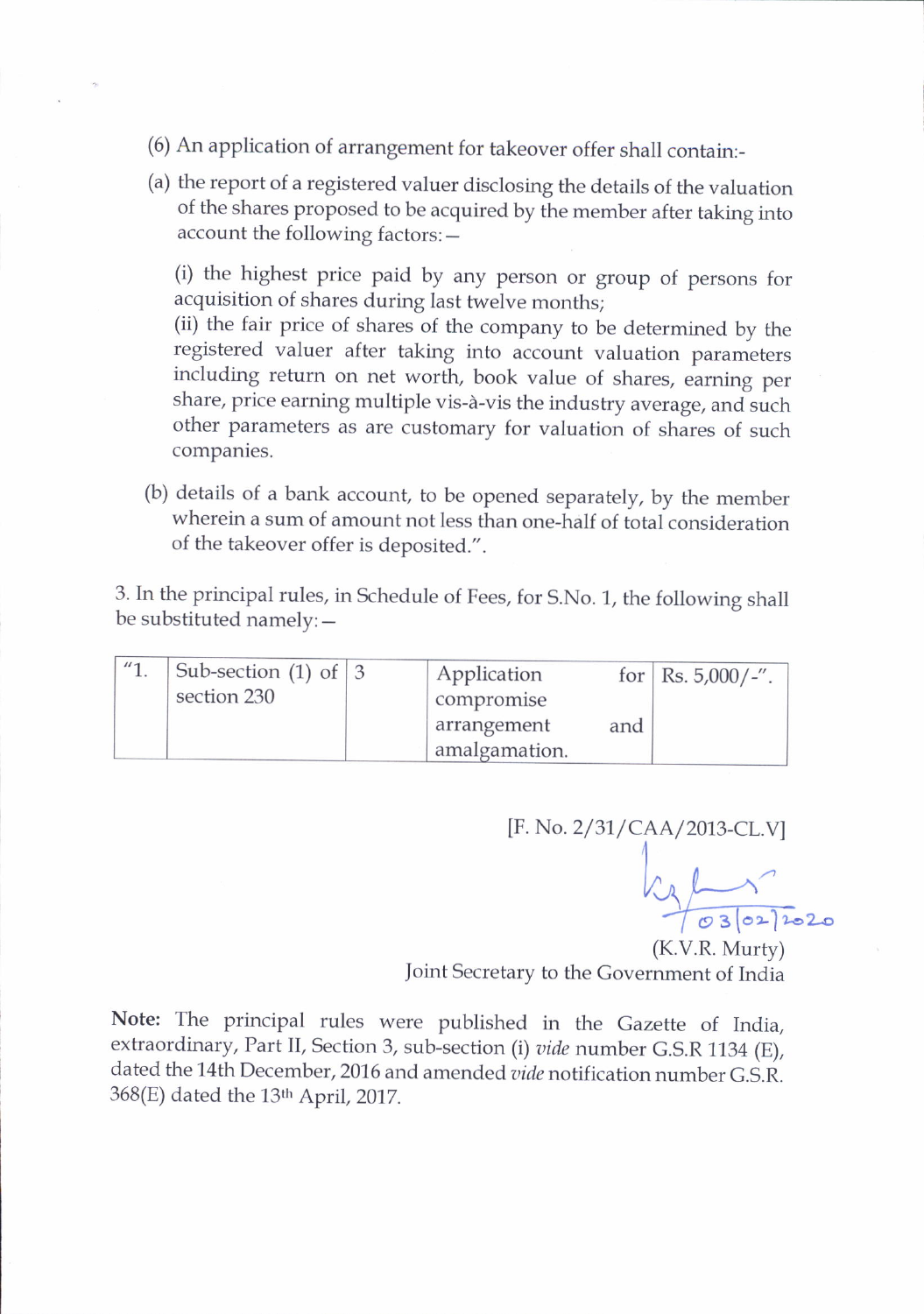(6) An application of arrangement for takeover offer shall contain:-

(a) the report of a registered valuer disclosing the details of the valuation of the shares proposed to be acquired by the member after taking into account the following factors: —

(i) the highest price paid by any person or group of persons for acquisition of shares during last twelve months;
(ii) the fair price of shares of the company to be determined by the registered valuer after taking into account valuation parameters including return on net worth, book value of shares, earning per share, price earning multiple vis-à-vis the industry average, and such other parameters as are customary for valuation of shares of such companies.

(b) details of a bank account, to be opened separately, by the member wherein a sum of amount not less than one-half of total consideration of the takeover offer is deposited.".

3. In the principal rules, in Schedule of Fees, for S.No. 1, the following shall be substituted namely: —

| "1. | Sub-section (1) of section 230 | 3 | Application for compromise arrangement and amalgamation. | Rs. 5,000/-". |
|---|---|---|---|---|

[F. No. 2/31/CAA/2013-CL.V]

03/02/2020

(K.V.R. Murty)
Joint Secretary to the Government of India

**Note:** The principal rules were published in the Gazette of India, extraordinary, Part II, Section 3, sub-section (i) *vide* number G.S.R 1134 (E), dated the 14th December, 2016 and amended *vide* notification number G.S.R. 368(E) dated the 13th April, 2017.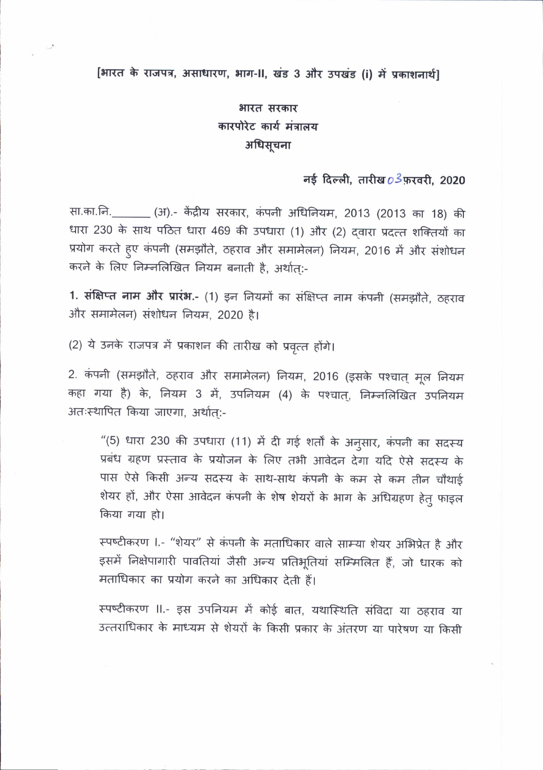[भारत के राजपत्र, असाधारण, भाग-II, खंड 3 और उपखंड (i) में प्रकाशनार्थ]

भारत सरकार
कारपोरेट कार्य मंत्रालय
अधिसूचना

नई दिल्ली, तारीख 03 फ़रवरी, 2020

सा.का.नि.\_\_\_\_\_\_\_ (अ).- केंद्रीय सरकार, कंपनी अधिनियम, 2013 (2013 का 18) की धारा 230 के साथ पठित धारा 469 की उपधारा (1) और (2) द्वारा प्रदत्त शक्तियों का प्रयोग करते हुए कंपनी (समझौते, ठहराव और समामेलन) नियम, 2016 में और संशोधन करने के लिए निम्नलिखित नियम बनाती है, अर्थात्:-

**1. संक्षिप्त नाम और प्रारंभ.-** (1) इन नियमों का संक्षिप्त नाम कंपनी (समझौते, ठहराव और समामेलन) संशोधन नियम, 2020 है।

(2) ये उनके राजपत्र में प्रकाशन की तारीख को प्रवृत्त होंगे।

2. कंपनी (समझौते, ठहराव और समामेलन) नियम, 2016 (इसके पश्चात् मूल नियम कहा गया है) के, नियम 3 में, उपनियम (4) के पश्चात्, निम्नलिखित उपनियम अतःस्थापित किया जाएगा, अर्थात्:-

> "(5) धारा 230 की उपधारा (11) में दी गई शर्तों के अनुसार, कंपनी का सदस्य प्रबंध ग्रहण प्रस्ताव के प्रयोजन के लिए तभी आवेदन देगा यदि ऐसे सदस्य के पास ऐसे किसी अन्य सदस्य के साथ-साथ कंपनी के कम से कम तीन चौथाई शेयर हों, और ऐसा आवेदन कंपनी के शेष शेयरों के भाग के अधिग्रहण हेतु फाइल किया गया हो।
>
> स्पष्टीकरण I.- "शेयर" से कंपनी के मताधिकार वाले साम्या शेयर अभिप्रेत है और इसमें निक्षेपागारी पावतियां जैसी अन्य प्रतिभूतियां सम्मिलित हैं, जो धारक को मताधिकार का प्रयोग करने का अधिकार देती हैं।
>
> स्पष्टीकरण II.- इस उपनियम में कोई बात, यथास्थिति संविदा या ठहराव या उत्तराधिकार के माध्यम से शेयरों के किसी प्रकार के अंतरण या पारेषण या किसी